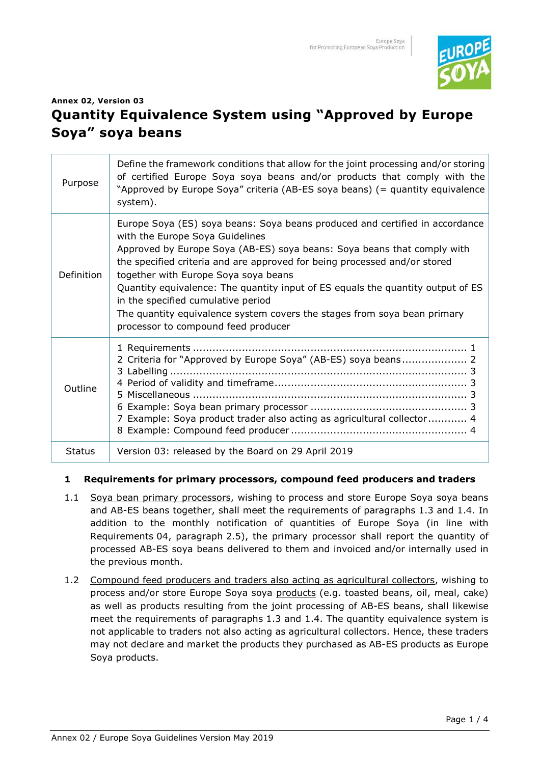**Annex 02, Version 03**

# Quantity Equivalence System using "Approved by Europe Soya" soya beans

| | |
|---|---|
| Purpose | Define the framework conditions that allow for the joint processing and/or storing of certified Europe Soya soya beans and/or products that comply with the "Approved by Europe Soya" criteria (AB-ES soya beans) (= quantity equivalence system). |
| Definition | Europe Soya (ES) soya beans: Soya beans produced and certified in accordance with the Europe Soya Guidelines<br>Approved by Europe Soya (AB-ES) soya beans: Soya beans that comply with the specified criteria and are approved for being processed and/or stored together with Europe Soya soya beans<br>Quantity equivalence: The quantity input of ES equals the quantity output of ES in the specified cumulative period<br>The quantity equivalence system covers the stages from soya bean primary processor to compound feed producer |
| Outline | 1 Requirements ..... 1<br>2 Criteria for "Approved by Europe Soya" (AB-ES) soya beans ..... 2<br>3 Labelling ..... 3<br>4 Period of validity and timeframe ..... 3<br>5 Miscellaneous ..... 3<br>6 Example: Soya bean primary processor ..... 3<br>7 Example: Soya product trader also acting as agricultural collector ..... 4<br>8 Example: Compound feed producer ..... 4 |
| Status | Version 03: released by the Board on 29 April 2019 |

## 1 Requirements for primary processors, compound feed producers and traders

1.1 Soya bean primary processors, wishing to process and store Europe Soya soya beans and AB-ES beans together, shall meet the requirements of paragraphs 1.3 and 1.4. In addition to the monthly notification of quantities of Europe Soya (in line with Requirements 04, paragraph 2.5), the primary processor shall report the quantity of processed AB-ES soya beans delivered to them and invoiced and/or internally used in the previous month.

1.2 Compound feed producers and traders also acting as agricultural collectors, wishing to process and/or store Europe Soya soya products (e.g. toasted beans, oil, meal, cake) as well as products resulting from the joint processing of AB-ES beans, shall likewise meet the requirements of paragraphs 1.3 and 1.4. The quantity equivalence system is not applicable to traders not also acting as agricultural collectors. Hence, these traders may not declare and market the products they purchased as AB-ES products as Europe Soya products.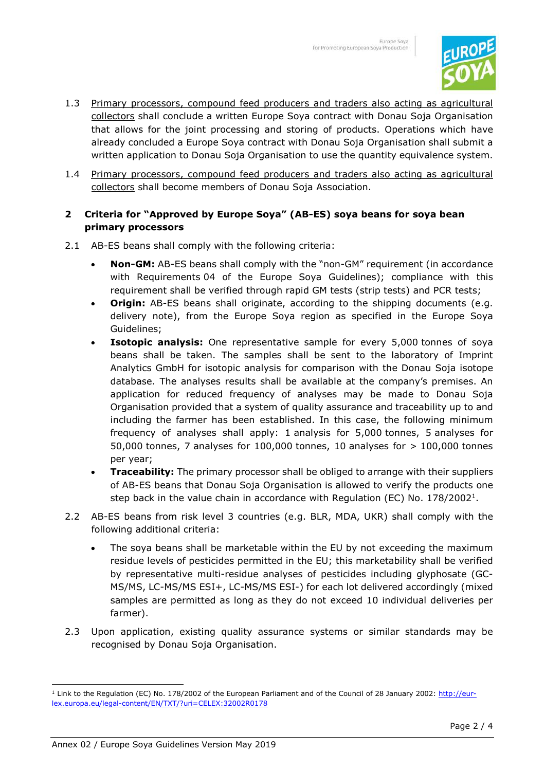1.3 Primary processors, compound feed producers and traders also acting as agricultural collectors shall conclude a written Europe Soya contract with Donau Soja Organisation that allows for the joint processing and storing of products. Operations which have already concluded a Europe Soya contract with Donau Soja Organisation shall submit a written application to Donau Soja Organisation to use the quantity equivalence system.

1.4 Primary processors, compound feed producers and traders also acting as agricultural collectors shall become members of Donau Soja Association.

## 2 Criteria for "Approved by Europe Soya" (AB-ES) soya beans for soya bean primary processors

2.1 AB-ES beans shall comply with the following criteria:

- **Non-GM:** AB-ES beans shall comply with the "non-GM" requirement (in accordance with Requirements 04 of the Europe Soya Guidelines); compliance with this requirement shall be verified through rapid GM tests (strip tests) and PCR tests;
- **Origin:** AB-ES beans shall originate, according to the shipping documents (e.g. delivery note), from the Europe Soya region as specified in the Europe Soya Guidelines;
- **Isotopic analysis:** One representative sample for every 5,000 tonnes of soya beans shall be taken. The samples shall be sent to the laboratory of Imprint Analytics GmbH for isotopic analysis for comparison with the Donau Soja isotope database. The analyses results shall be available at the company's premises. An application for reduced frequency of analyses may be made to Donau Soja Organisation provided that a system of quality assurance and traceability up to and including the farmer has been established. In this case, the following minimum frequency of analyses shall apply: 1 analysis for 5,000 tonnes, 5 analyses for 50,000 tonnes, 7 analyses for 100,000 tonnes, 10 analyses for > 100,000 tonnes per year;
- **Traceability:** The primary processor shall be obliged to arrange with their suppliers of AB-ES beans that Donau Soja Organisation is allowed to verify the products one step back in the value chain in accordance with Regulation (EC) No. 178/2002[1].

2.2 AB-ES beans from risk level 3 countries (e.g. BLR, MDA, UKR) shall comply with the following additional criteria:

- The soya beans shall be marketable within the EU by not exceeding the maximum residue levels of pesticides permitted in the EU; this marketability shall be verified by representative multi-residue analyses of pesticides including glyphosate (GC-MS/MS, LC-MS/MS ESI+, LC-MS/MS ESI-) for each lot delivered accordingly (mixed samples are permitted as long as they do not exceed 10 individual deliveries per farmer).

2.3 Upon application, existing quality assurance systems or similar standards may be recognised by Donau Soja Organisation.

---

[1] Link to the Regulation (EC) No. 178/2002 of the European Parliament and of the Council of 28 January 2002: http://eur-lex.europa.eu/legal-content/EN/TXT/?uri=CELEX:32002R0178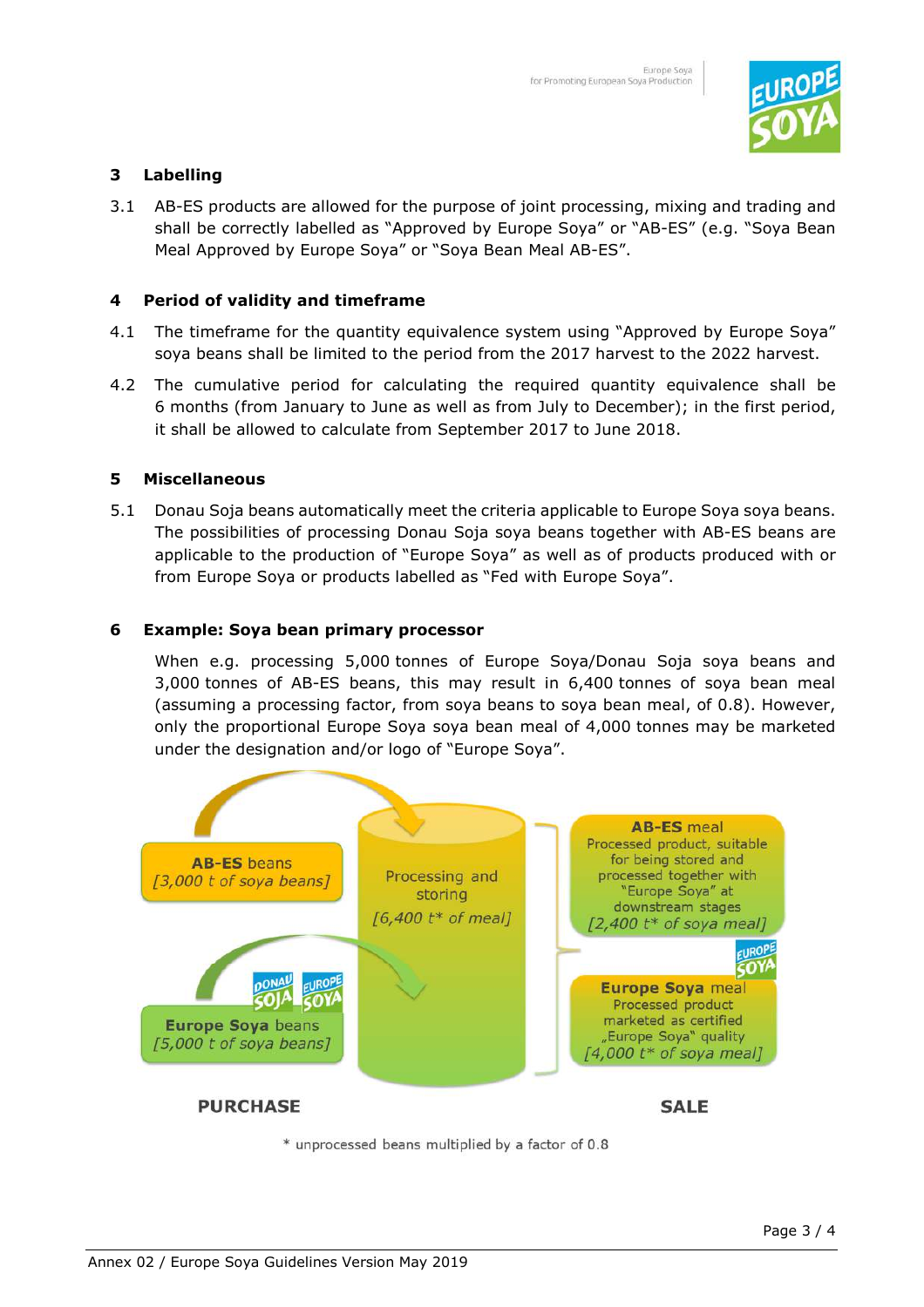## 3 Labelling

3.1 AB-ES products are allowed for the purpose of joint processing, mixing and trading and shall be correctly labelled as "Approved by Europe Soya" or "AB-ES" (e.g. "Soya Bean Meal Approved by Europe Soya" or "Soya Bean Meal AB-ES".

## 4 Period of validity and timeframe

4.1 The timeframe for the quantity equivalence system using "Approved by Europe Soya" soya beans shall be limited to the period from the 2017 harvest to the 2022 harvest.

4.2 The cumulative period for calculating the required quantity equivalence shall be 6 months (from January to June as well as from July to December); in the first period, it shall be allowed to calculate from September 2017 to June 2018.

## 5 Miscellaneous

5.1 Donau Soja beans automatically meet the criteria applicable to Europe Soya soya beans. The possibilities of processing Donau Soja soya beans together with AB-ES beans are applicable to the production of "Europe Soya" as well as of products produced with or from Europe Soya or products labelled as "Fed with Europe Soya".

## 6 Example: Soya bean primary processor

When e.g. processing 5,000 tonnes of Europe Soya/Donau Soja soya beans and 3,000 tonnes of AB-ES beans, this may result in 6,400 tonnes of soya bean meal (assuming a processing factor, from soya beans to soya bean meal, of 0.8). However, only the proportional Europe Soya soya bean meal of 4,000 tonnes may be marketed under the designation and/or logo of "Europe Soya".

**AB-ES** beans
*[3,000 t of soya beans]*

**Europe Soya** beans
*[5,000 t of soya beans]*

Processing and storing
*[6,400 t\* of meal]*

**AB-ES** meal
Processed product, suitable for being stored and processed together with "Europe Soya" at downstream stages
*[2,400 t\* of soya meal]*

**Europe Soya** meal
Processed product marketed as certified „Europe Soya" quality
*[4,000 t\* of soya meal]*

**PURCHASE** | **SALE**

\* unprocessed beans multiplied by a factor of 0.8

Annex 02 / Europe Soya Guidelines Version May 2019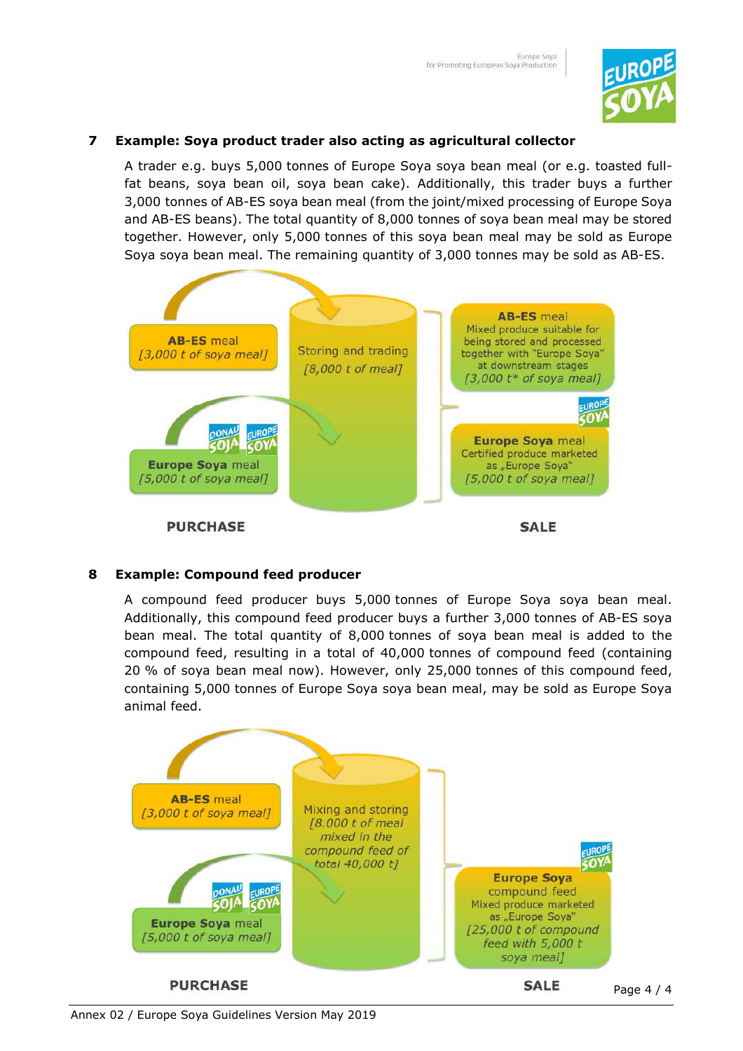## 7 Example: Soya product trader also acting as agricultural collector

A trader e.g. buys 5,000 tonnes of Europe Soya soya bean meal (or e.g. toasted full-fat beans, soya bean oil, soya bean cake). Additionally, this trader buys a further 3,000 tonnes of AB-ES soya bean meal (from the joint/mixed processing of Europe Soya and AB-ES beans). The total quantity of 8,000 tonnes of soya bean meal may be stored together. However, only 5,000 tonnes of this soya bean meal may be sold as Europe Soya soya bean meal. The remaining quantity of 3,000 tonnes may be sold as AB-ES.

**AB-ES** meal
*[3,000 t of soya meal]*

**Europe Soya** meal
*[5,000 t of soya meal]*

Storing and trading
*[8,000 t of meal]*

**AB-ES** meal
Mixed produce suitable for being stored and processed together with "Europe Soya" at downstream stages
*[3,000 t\* of soya meal]*

**Europe Soya** meal
Certified produce marketed as „Europe Soya"
*[5,000 t of soya meal]*

PURCHASE

SALE

## 8 Example: Compound feed producer

A compound feed producer buys 5,000 tonnes of Europe Soya soya bean meal. Additionally, this compound feed producer buys a further 3,000 tonnes of AB-ES soya bean meal. The total quantity of 8,000 tonnes of soya bean meal is added to the compound feed, resulting in a total of 40,000 tonnes of compound feed (containing 20 % of soya bean meal now). However, only 25,000 tonnes of this compound feed, containing 5,000 tonnes of Europe Soya soya bean meal, may be sold as Europe Soya animal feed.

**AB-ES** meal
*[3,000 t of soya meal]*

**Europe Soya** meal
*[5,000 t of soya meal]*

Mixing and storing
*[8.000 t of meal mixed in the compound feed of total 40,000 t]*

**Europe Soya** compound feed
Mixed produce marketed as „Europe Soya"
*[25,000 t of compound feed with 5,000 t soya meal]*

PURCHASE

SALE